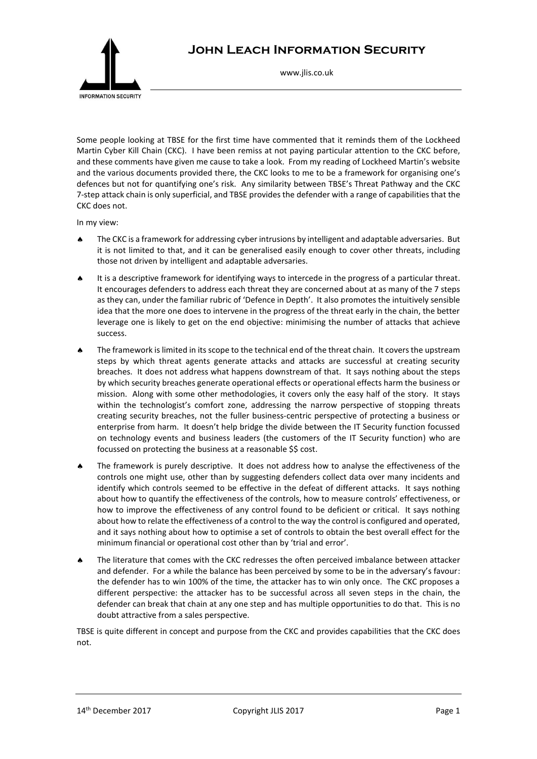Some people looking at TBSE for the first time have commented that it reminds them of the Lockheed Martin Cyber Kill Chain (CKC). I have been remiss at not paying particular attention to the CKC before, and these comments have given me cause to take a look. From my reading of Lockheed Martin's website and the various documents provided there, the CKC looks to me to be a framework for organising one's defences but not for quantifying one's risk. Any similarity between TBSE's Threat Pathway and the CKC 7-step attack chain is only superficial, and TBSE provides the defender with a range of capabilities that the CKC does not.

In my view:

- The CKC is a framework for addressing cyber intrusions by intelligent and adaptable adversaries. But it is not limited to that, and it can be generalised easily enough to cover other threats, including those not driven by intelligent and adaptable adversaries.
- It is a descriptive framework for identifying ways to intercede in the progress of a particular threat. It encourages defenders to address each threat they are concerned about at as many of the 7 steps as they can, under the familiar rubric of 'Defence in Depth'. It also promotes the intuitively sensible idea that the more one does to intervene in the progress of the threat early in the chain, the better leverage one is likely to get on the end objective: minimising the number of attacks that achieve success.
- The framework is limited in its scope to the technical end of the threat chain. It covers the upstream steps by which threat agents generate attacks and attacks are successful at creating security breaches. It does not address what happens downstream of that. It says nothing about the steps by which security breaches generate operational effects or operational effects harm the business or mission. Along with some other methodologies, it covers only the easy half of the story. It stays within the technologist's comfort zone, addressing the narrow perspective of stopping threats creating security breaches, not the fuller business-centric perspective of protecting a business or enterprise from harm. It doesn't help bridge the divide between the IT Security function focussed on technology events and business leaders (the customers of the IT Security function) who are focussed on protecting the business at a reasonable $$ cost.
- The framework is purely descriptive. It does not address how to analyse the effectiveness of the controls one might use, other than by suggesting defenders collect data over many incidents and identify which controls seemed to be effective in the defeat of different attacks. It says nothing about how to quantify the effectiveness of the controls, how to measure controls' effectiveness, or how to improve the effectiveness of any control found to be deficient or critical. It says nothing about how to relate the effectiveness of a control to the way the control is configured and operated, and it says nothing about how to optimise a set of controls to obtain the best overall effect for the minimum financial or operational cost other than by 'trial and error'.
- The literature that comes with the CKC redresses the often perceived imbalance between attacker and defender. For a while the balance has been perceived by some to be in the adversary's favour: the defender has to win 100% of the time, the attacker has to win only once. The CKC proposes a different perspective: the attacker has to be successful across all seven steps in the chain, the defender can break that chain at any one step and has multiple opportunities to do that. This is no doubt attractive from a sales perspective.

TBSE is quite different in concept and purpose from the CKC and provides capabilities that the CKC does not.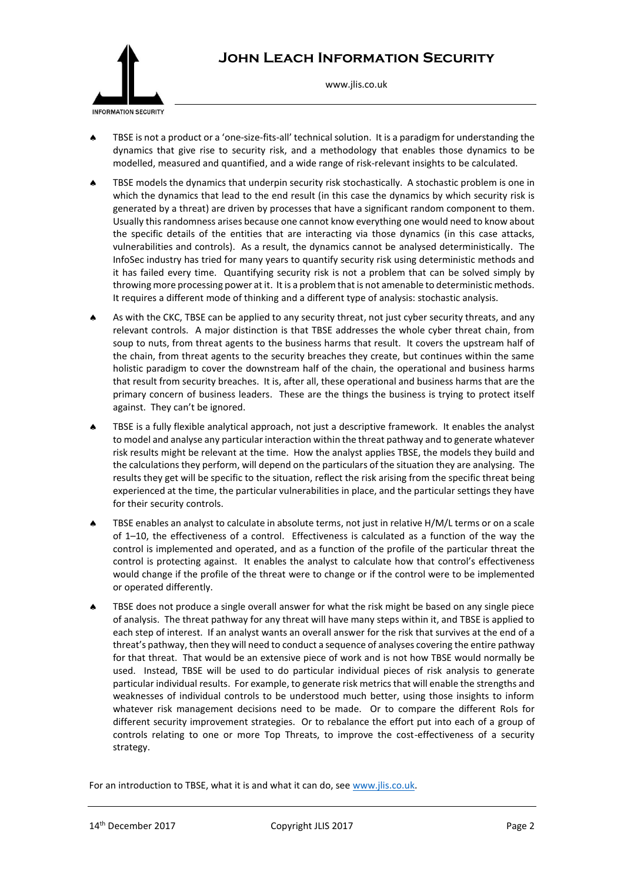- TBSE is not a product or a 'one-size-fits-all' technical solution. It is a paradigm for understanding the dynamics that give rise to security risk, and a methodology that enables those dynamics to be modelled, measured and quantified, and a wide range of risk-relevant insights to be calculated.
- TBSE models the dynamics that underpin security risk stochastically. A stochastic problem is one in which the dynamics that lead to the end result (in this case the dynamics by which security risk is generated by a threat) are driven by processes that have a significant random component to them. Usually this randomness arises because one cannot know everything one would need to know about the specific details of the entities that are interacting via those dynamics (in this case attacks, vulnerabilities and controls). As a result, the dynamics cannot be analysed deterministically. The InfoSec industry has tried for many years to quantify security risk using deterministic methods and it has failed every time. Quantifying security risk is not a problem that can be solved simply by throwing more processing power at it. It is a problem that is not amenable to deterministic methods. It requires a different mode of thinking and a different type of analysis: stochastic analysis.
- As with the CKC, TBSE can be applied to any security threat, not just cyber security threats, and any relevant controls. A major distinction is that TBSE addresses the whole cyber threat chain, from soup to nuts, from threat agents to the business harms that result. It covers the upstream half of the chain, from threat agents to the security breaches they create, but continues within the same holistic paradigm to cover the downstream half of the chain, the operational and business harms that result from security breaches. It is, after all, these operational and business harms that are the primary concern of business leaders. These are the things the business is trying to protect itself against. They can't be ignored.
- TBSE is a fully flexible analytical approach, not just a descriptive framework. It enables the analyst to model and analyse any particular interaction within the threat pathway and to generate whatever risk results might be relevant at the time. How the analyst applies TBSE, the models they build and the calculations they perform, will depend on the particulars of the situation they are analysing. The results they get will be specific to the situation, reflect the risk arising from the specific threat being experienced at the time, the particular vulnerabilities in place, and the particular settings they have for their security controls.
- TBSE enables an analyst to calculate in absolute terms, not just in relative H/M/L terms or on a scale of 1–10, the effectiveness of a control. Effectiveness is calculated as a function of the way the control is implemented and operated, and as a function of the profile of the particular threat the control is protecting against. It enables the analyst to calculate how that control's effectiveness would change if the profile of the threat were to change or if the control were to be implemented or operated differently.
- TBSE does not produce a single overall answer for what the risk might be based on any single piece of analysis. The threat pathway for any threat will have many steps within it, and TBSE is applied to each step of interest. If an analyst wants an overall answer for the risk that survives at the end of a threat's pathway, then they will need to conduct a sequence of analyses covering the entire pathway for that threat. That would be an extensive piece of work and is not how TBSE would normally be used. Instead, TBSE will be used to do particular individual pieces of risk analysis to generate particular individual results. For example, to generate risk metrics that will enable the strengths and weaknesses of individual controls to be understood much better, using those insights to inform whatever risk management decisions need to be made. Or to compare the different RoIs for different security improvement strategies. Or to rebalance the effort put into each of a group of controls relating to one or more Top Threats, to improve the cost-effectiveness of a security strategy.

For an introduction to TBSE, what it is and what it can do, see [www.jlis.co.uk](http://www.jlis.co.uk).